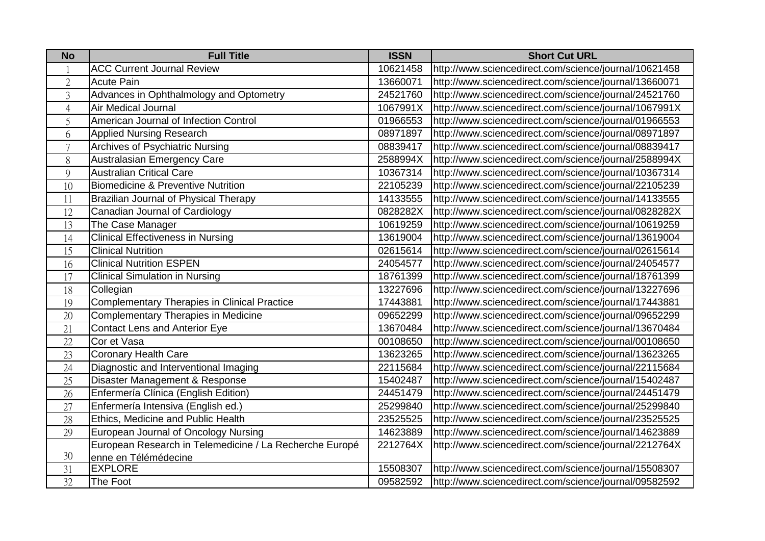| No | Full Title | ISSN | Short Cut URL |
| --- | --- | --- | --- |
| 1 | ACC Current Journal Review | 10621458 | http://www.sciencedirect.com/science/journal/10621458 |
| 2 | Acute Pain | 13660071 | http://www.sciencedirect.com/science/journal/13660071 |
| 3 | Advances in Ophthalmology and Optometry | 24521760 | http://www.sciencedirect.com/science/journal/24521760 |
| 4 | Air Medical Journal | 1067991X | http://www.sciencedirect.com/science/journal/1067991X |
| 5 | American Journal of Infection Control | 01966553 | http://www.sciencedirect.com/science/journal/01966553 |
| 6 | Applied Nursing Research | 08971897 | http://www.sciencedirect.com/science/journal/08971897 |
| 7 | Archives of Psychiatric Nursing | 08839417 | http://www.sciencedirect.com/science/journal/08839417 |
| 8 | Australasian Emergency Care | 2588994X | http://www.sciencedirect.com/science/journal/2588994X |
| 9 | Australian Critical Care | 10367314 | http://www.sciencedirect.com/science/journal/10367314 |
| 10 | Biomedicine & Preventive Nutrition | 22105239 | http://www.sciencedirect.com/science/journal/22105239 |
| 11 | Brazilian Journal of Physical Therapy | 14133555 | http://www.sciencedirect.com/science/journal/14133555 |
| 12 | Canadian Journal of Cardiology | 0828282X | http://www.sciencedirect.com/science/journal/0828282X |
| 13 | The Case Manager | 10619259 | http://www.sciencedirect.com/science/journal/10619259 |
| 14 | Clinical Effectiveness in Nursing | 13619004 | http://www.sciencedirect.com/science/journal/13619004 |
| 15 | Clinical Nutrition | 02615614 | http://www.sciencedirect.com/science/journal/02615614 |
| 16 | Clinical Nutrition ESPEN | 24054577 | http://www.sciencedirect.com/science/journal/24054577 |
| 17 | Clinical Simulation in Nursing | 18761399 | http://www.sciencedirect.com/science/journal/18761399 |
| 18 | Collegian | 13227696 | http://www.sciencedirect.com/science/journal/13227696 |
| 19 | Complementary Therapies in Clinical Practice | 17443881 | http://www.sciencedirect.com/science/journal/17443881 |
| 20 | Complementary Therapies in Medicine | 09652299 | http://www.sciencedirect.com/science/journal/09652299 |
| 21 | Contact Lens and Anterior Eye | 13670484 | http://www.sciencedirect.com/science/journal/13670484 |
| 22 | Cor et Vasa | 00108650 | http://www.sciencedirect.com/science/journal/00108650 |
| 23 | Coronary Health Care | 13623265 | http://www.sciencedirect.com/science/journal/13623265 |
| 24 | Diagnostic and Interventional Imaging | 22115684 | http://www.sciencedirect.com/science/journal/22115684 |
| 25 | Disaster Management & Response | 15402487 | http://www.sciencedirect.com/science/journal/15402487 |
| 26 | Enfermería Clínica (English Edition) | 24451479 | http://www.sciencedirect.com/science/journal/24451479 |
| 27 | Enfermería Intensiva (English ed.) | 25299840 | http://www.sciencedirect.com/science/journal/25299840 |
| 28 | Ethics, Medicine and Public Health | 23525525 | http://www.sciencedirect.com/science/journal/23525525 |
| 29 | European Journal of Oncology Nursing | 14623889 | http://www.sciencedirect.com/science/journal/14623889 |
| 30 | European Research in Telemedicine / La Recherche Européenne en Télémédecine | 2212764X | http://www.sciencedirect.com/science/journal/2212764X |
| 31 | EXPLORE | 15508307 | http://www.sciencedirect.com/science/journal/15508307 |
| 32 | The Foot | 09582592 | http://www.sciencedirect.com/science/journal/09582592 |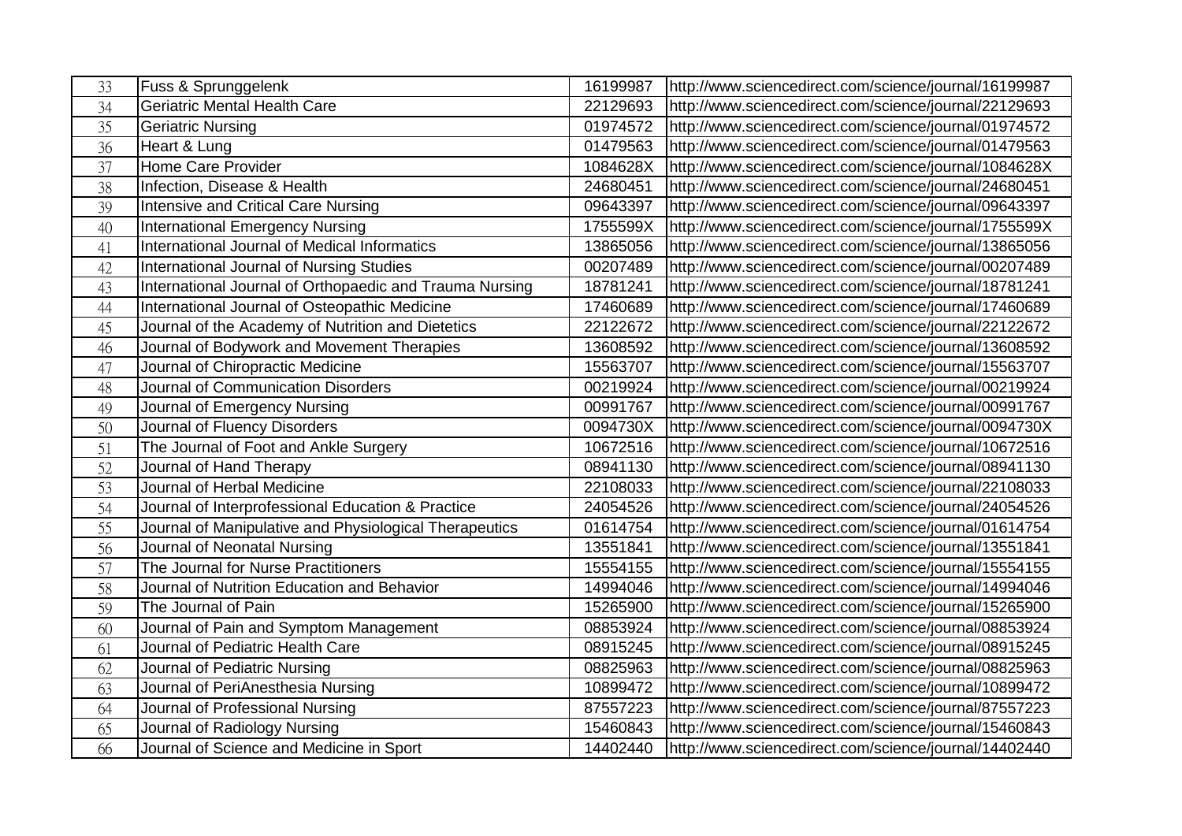| 33 | Fuss & Sprunggelenk | 16199987 | http://www.sciencedirect.com/science/journal/16199987 |
|---|---|---|---|
| 34 | Geriatric Mental Health Care | 22129693 | http://www.sciencedirect.com/science/journal/22129693 |
| 35 | Geriatric Nursing | 01974572 | http://www.sciencedirect.com/science/journal/01974572 |
| 36 | Heart & Lung | 01479563 | http://www.sciencedirect.com/science/journal/01479563 |
| 37 | Home Care Provider | 1084628X | http://www.sciencedirect.com/science/journal/1084628X |
| 38 | Infection, Disease & Health | 24680451 | http://www.sciencedirect.com/science/journal/24680451 |
| 39 | Intensive and Critical Care Nursing | 09643397 | http://www.sciencedirect.com/science/journal/09643397 |
| 40 | International Emergency Nursing | 1755599X | http://www.sciencedirect.com/science/journal/1755599X |
| 41 | International Journal of Medical Informatics | 13865056 | http://www.sciencedirect.com/science/journal/13865056 |
| 42 | International Journal of Nursing Studies | 00207489 | http://www.sciencedirect.com/science/journal/00207489 |
| 43 | International Journal of Orthopaedic and Trauma Nursing | 18781241 | http://www.sciencedirect.com/science/journal/18781241 |
| 44 | International Journal of Osteopathic Medicine | 17460689 | http://www.sciencedirect.com/science/journal/17460689 |
| 45 | Journal of the Academy of Nutrition and Dietetics | 22122672 | http://www.sciencedirect.com/science/journal/22122672 |
| 46 | Journal of Bodywork and Movement Therapies | 13608592 | http://www.sciencedirect.com/science/journal/13608592 |
| 47 | Journal of Chiropractic Medicine | 15563707 | http://www.sciencedirect.com/science/journal/15563707 |
| 48 | Journal of Communication Disorders | 00219924 | http://www.sciencedirect.com/science/journal/00219924 |
| 49 | Journal of Emergency Nursing | 00991767 | http://www.sciencedirect.com/science/journal/00991767 |
| 50 | Journal of Fluency Disorders | 0094730X | http://www.sciencedirect.com/science/journal/0094730X |
| 51 | The Journal of Foot and Ankle Surgery | 10672516 | http://www.sciencedirect.com/science/journal/10672516 |
| 52 | Journal of Hand Therapy | 08941130 | http://www.sciencedirect.com/science/journal/08941130 |
| 53 | Journal of Herbal Medicine | 22108033 | http://www.sciencedirect.com/science/journal/22108033 |
| 54 | Journal of Interprofessional Education & Practice | 24054526 | http://www.sciencedirect.com/science/journal/24054526 |
| 55 | Journal of Manipulative and Physiological Therapeutics | 01614754 | http://www.sciencedirect.com/science/journal/01614754 |
| 56 | Journal of Neonatal Nursing | 13551841 | http://www.sciencedirect.com/science/journal/13551841 |
| 57 | The Journal for Nurse Practitioners | 15554155 | http://www.sciencedirect.com/science/journal/15554155 |
| 58 | Journal of Nutrition Education and Behavior | 14994046 | http://www.sciencedirect.com/science/journal/14994046 |
| 59 | The Journal of Pain | 15265900 | http://www.sciencedirect.com/science/journal/15265900 |
| 60 | Journal of Pain and Symptom Management | 08853924 | http://www.sciencedirect.com/science/journal/08853924 |
| 61 | Journal of Pediatric Health Care | 08915245 | http://www.sciencedirect.com/science/journal/08915245 |
| 62 | Journal of Pediatric Nursing | 08825963 | http://www.sciencedirect.com/science/journal/08825963 |
| 63 | Journal of PeriAnesthesia Nursing | 10899472 | http://www.sciencedirect.com/science/journal/10899472 |
| 64 | Journal of Professional Nursing | 87557223 | http://www.sciencedirect.com/science/journal/87557223 |
| 65 | Journal of Radiology Nursing | 15460843 | http://www.sciencedirect.com/science/journal/15460843 |
| 66 | Journal of Science and Medicine in Sport | 14402440 | http://www.sciencedirect.com/science/journal/14402440 |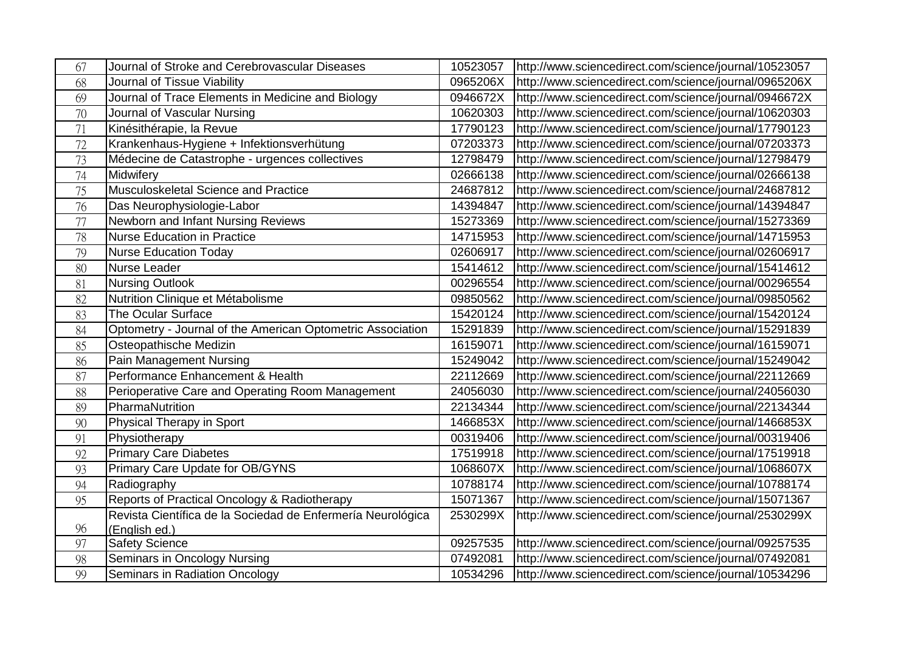| | | | |
|---|---|---|---|
| 67 | Journal of Stroke and Cerebrovascular Diseases | 10523057 | http://www.sciencedirect.com/science/journal/10523057 |
| 68 | Journal of Tissue Viability | 0965206X | http://www.sciencedirect.com/science/journal/0965206X |
| 69 | Journal of Trace Elements in Medicine and Biology | 0946672X | http://www.sciencedirect.com/science/journal/0946672X |
| 70 | Journal of Vascular Nursing | 10620303 | http://www.sciencedirect.com/science/journal/10620303 |
| 71 | Kinésithérapie, la Revue | 17790123 | http://www.sciencedirect.com/science/journal/17790123 |
| 72 | Krankenhaus-Hygiene + Infektionsverhütung | 07203373 | http://www.sciencedirect.com/science/journal/07203373 |
| 73 | Médecine de Catastrophe - urgences collectives | 12798479 | http://www.sciencedirect.com/science/journal/12798479 |
| 74 | Midwifery | 02666138 | http://www.sciencedirect.com/science/journal/02666138 |
| 75 | Musculoskeletal Science and Practice | 24687812 | http://www.sciencedirect.com/science/journal/24687812 |
| 76 | Das Neurophysiologie-Labor | 14394847 | http://www.sciencedirect.com/science/journal/14394847 |
| 77 | Newborn and Infant Nursing Reviews | 15273369 | http://www.sciencedirect.com/science/journal/15273369 |
| 78 | Nurse Education in Practice | 14715953 | http://www.sciencedirect.com/science/journal/14715953 |
| 79 | Nurse Education Today | 02606917 | http://www.sciencedirect.com/science/journal/02606917 |
| 80 | Nurse Leader | 15414612 | http://www.sciencedirect.com/science/journal/15414612 |
| 81 | Nursing Outlook | 00296554 | http://www.sciencedirect.com/science/journal/00296554 |
| 82 | Nutrition Clinique et Métabolisme | 09850562 | http://www.sciencedirect.com/science/journal/09850562 |
| 83 | The Ocular Surface | 15420124 | http://www.sciencedirect.com/science/journal/15420124 |
| 84 | Optometry - Journal of the American Optometric Association | 15291839 | http://www.sciencedirect.com/science/journal/15291839 |
| 85 | Osteopathische Medizin | 16159071 | http://www.sciencedirect.com/science/journal/16159071 |
| 86 | Pain Management Nursing | 15249042 | http://www.sciencedirect.com/science/journal/15249042 |
| 87 | Performance Enhancement & Health | 22112669 | http://www.sciencedirect.com/science/journal/22112669 |
| 88 | Perioperative Care and Operating Room Management | 24056030 | http://www.sciencedirect.com/science/journal/24056030 |
| 89 | PharmaNutrition | 22134344 | http://www.sciencedirect.com/science/journal/22134344 |
| 90 | Physical Therapy in Sport | 1466853X | http://www.sciencedirect.com/science/journal/1466853X |
| 91 | Physiotherapy | 00319406 | http://www.sciencedirect.com/science/journal/00319406 |
| 92 | Primary Care Diabetes | 17519918 | http://www.sciencedirect.com/science/journal/17519918 |
| 93 | Primary Care Update for OB/GYNS | 1068607X | http://www.sciencedirect.com/science/journal/1068607X |
| 94 | Radiography | 10788174 | http://www.sciencedirect.com/science/journal/10788174 |
| 95 | Reports of Practical Oncology & Radiotherapy | 15071367 | http://www.sciencedirect.com/science/journal/15071367 |
| 96 | Revista Científica de la Sociedad de Enfermería Neurológica (English ed.) | 2530299X | http://www.sciencedirect.com/science/journal/2530299X |
| 97 | Safety Science | 09257535 | http://www.sciencedirect.com/science/journal/09257535 |
| 98 | Seminars in Oncology Nursing | 07492081 | http://www.sciencedirect.com/science/journal/07492081 |
| 99 | Seminars in Radiation Oncology | 10534296 | http://www.sciencedirect.com/science/journal/10534296 |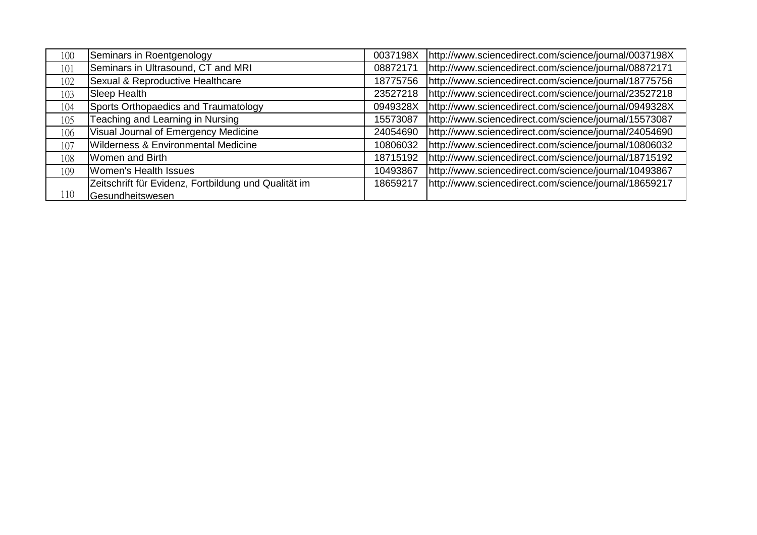| | | | |
|---|---|---|---|
| 100 | Seminars in Roentgenology | 0037198X | http://www.sciencedirect.com/science/journal/0037198X |
| 101 | Seminars in Ultrasound, CT and MRI | 08872171 | http://www.sciencedirect.com/science/journal/08872171 |
| 102 | Sexual & Reproductive Healthcare | 18775756 | http://www.sciencedirect.com/science/journal/18775756 |
| 103 | Sleep Health | 23527218 | http://www.sciencedirect.com/science/journal/23527218 |
| 104 | Sports Orthopaedics and Traumatology | 0949328X | http://www.sciencedirect.com/science/journal/0949328X |
| 105 | Teaching and Learning in Nursing | 15573087 | http://www.sciencedirect.com/science/journal/15573087 |
| 106 | Visual Journal of Emergency Medicine | 24054690 | http://www.sciencedirect.com/science/journal/24054690 |
| 107 | Wilderness & Environmental Medicine | 10806032 | http://www.sciencedirect.com/science/journal/10806032 |
| 108 | Women and Birth | 18715192 | http://www.sciencedirect.com/science/journal/18715192 |
| 109 | Women's Health Issues | 10493867 | http://www.sciencedirect.com/science/journal/10493867 |
| 110 | Zeitschrift für Evidenz, Fortbildung und Qualität im Gesundheitswesen | 18659217 | http://www.sciencedirect.com/science/journal/18659217 |